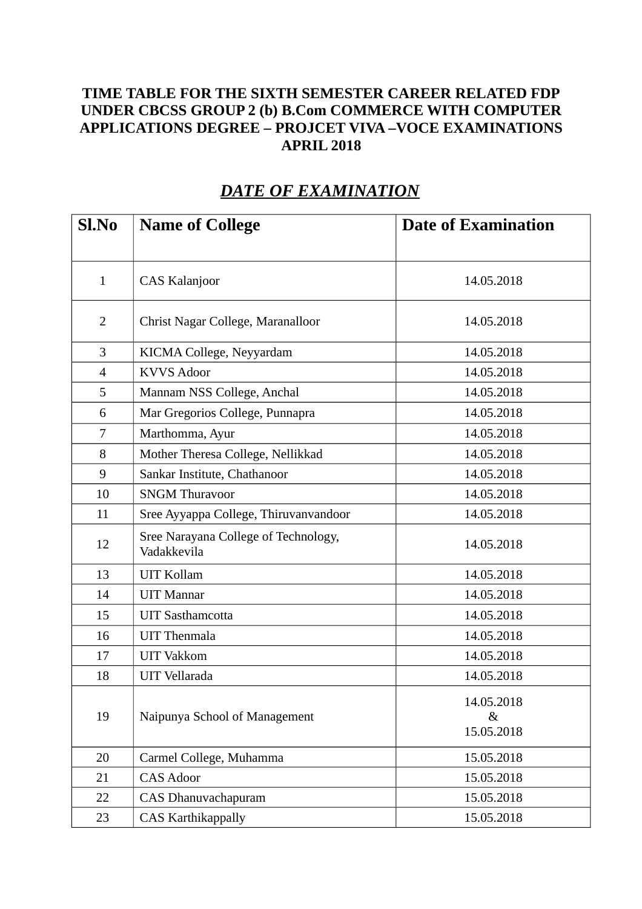# TIME TABLE FOR THE SIXTH SEMESTER CAREER RELATED FDP UNDER CBCSS GROUP 2 (b) B.Com COMMERCE WITH COMPUTER APPLICATIONS DEGREE – PROJCET VIVA –VOCE EXAMINATIONS APRIL 2018

## ***DATE OF EXAMINATION***

| Sl.No | Name of College | Date of Examination |
|---|---|---|
| 1 | CAS Kalanjoor | 14.05.2018 |
| 2 | Christ Nagar College, Maranalloor | 14.05.2018 |
| 3 | KICMA College, Neyyardam | 14.05.2018 |
| 4 | KVVS Adoor | 14.05.2018 |
| 5 | Mannam NSS College, Anchal | 14.05.2018 |
| 6 | Mar Gregorios College, Punnapra | 14.05.2018 |
| 7 | Marthomma, Ayur | 14.05.2018 |
| 8 | Mother Theresa College, Nellikkad | 14.05.2018 |
| 9 | Sankar Institute, Chathanoor | 14.05.2018 |
| 10 | SNGM Thuravoor | 14.05.2018 |
| 11 | Sree Ayyappa College, Thiruvanvandoor | 14.05.2018 |
| 12 | Sree Narayana College of Technology, Vadakkevila | 14.05.2018 |
| 13 | UIT Kollam | 14.05.2018 |
| 14 | UIT Mannar | 14.05.2018 |
| 15 | UIT Sasthamcotta | 14.05.2018 |
| 16 | UIT Thenmala | 14.05.2018 |
| 17 | UIT Vakkom | 14.05.2018 |
| 18 | UIT Vellarada | 14.05.2018 |
| 19 | Naipunya School of Management | 14.05.2018 & 15.05.2018 |
| 20 | Carmel College, Muhamma | 15.05.2018 |
| 21 | CAS Adoor | 15.05.2018 |
| 22 | CAS Dhanuvachapuram | 15.05.2018 |
| 23 | CAS Karthikappally | 15.05.2018 |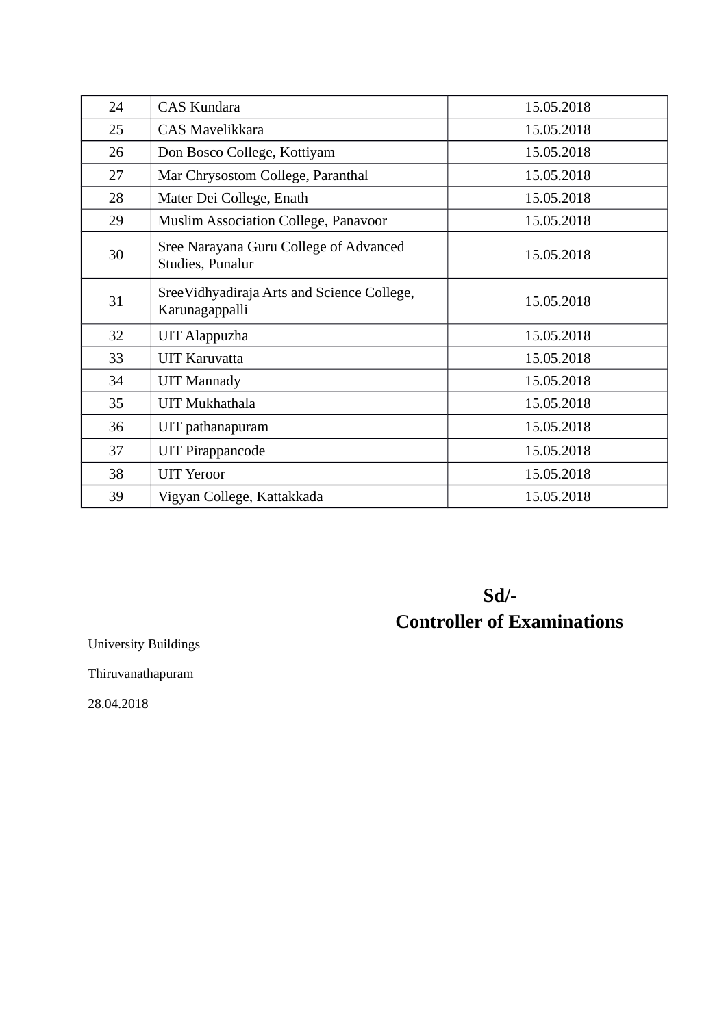| | | |
|---|---|---|
| 24 | CAS Kundara | 15.05.2018 |
| 25 | CAS Mavelikkara | 15.05.2018 |
| 26 | Don Bosco College, Kottiyam | 15.05.2018 |
| 27 | Mar Chrysostom College, Paranthal | 15.05.2018 |
| 28 | Mater Dei College, Enath | 15.05.2018 |
| 29 | Muslim Association College, Panavoor | 15.05.2018 |
| 30 | Sree Narayana Guru College of Advanced Studies, Punalur | 15.05.2018 |
| 31 | SreeVidhyadiraja Arts and Science College, Karunagappalli | 15.05.2018 |
| 32 | UIT Alappuzha | 15.05.2018 |
| 33 | UIT Karuvatta | 15.05.2018 |
| 34 | UIT Mannady | 15.05.2018 |
| 35 | UIT Mukhathala | 15.05.2018 |
| 36 | UIT pathanapuram | 15.05.2018 |
| 37 | UIT Pirappancode | 15.05.2018 |
| 38 | UIT Yeroor | 15.05.2018 |
| 39 | Vigyan College, Kattakkada | 15.05.2018 |

**Sd/-**
**Controller of Examinations**

University Buildings

Thiruvanathapuram

28.04.2018